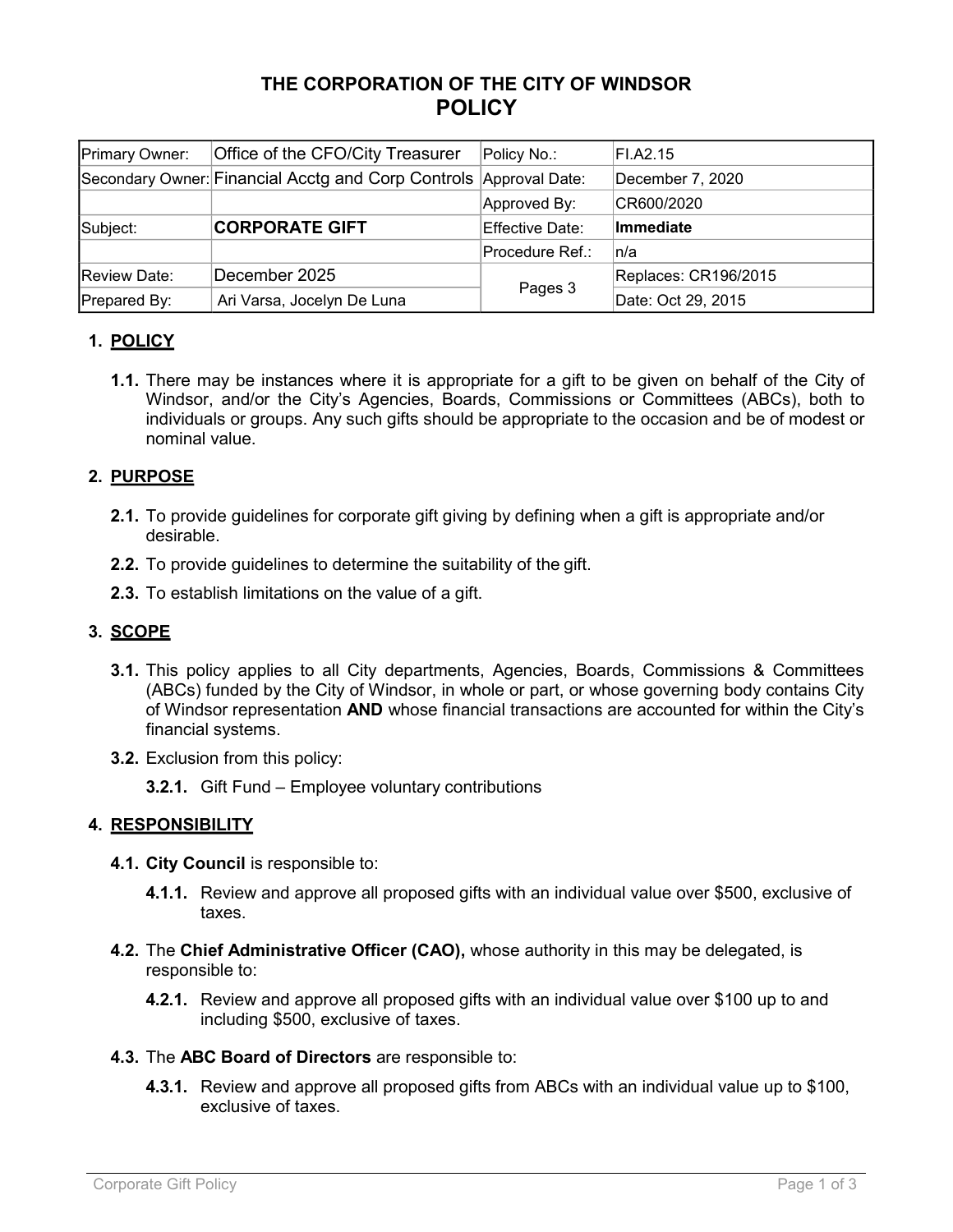# THE CORPORATION OF THE CITY OF WINDSOR
# POLICY

| Primary Owner: | Office of the CFO/City Treasurer | Policy No.: | FI.A2.15 |
| --- | --- | --- | --- |
| Secondary Owner: | Financial Acctg and Corp Controls | Approval Date: | December 7, 2020 |
| | | Approved By: | CR600/2020 |
| Subject: | **CORPORATE GIFT** | Effective Date: | **Immediate** |
| | | Procedure Ref.: | n/a |
| Review Date: | December 2025 | Pages 3 | Replaces: CR196/2015 |
| Prepared By: | Ari Varsa, Jocelyn De Luna | | Date: Oct 29, 2015 |

## 1. POLICY

**1.1.** There may be instances where it is appropriate for a gift to be given on behalf of the City of Windsor, and/or the City's Agencies, Boards, Commissions or Committees (ABCs), both to individuals or groups. Any such gifts should be appropriate to the occasion and be of modest or nominal value.

## 2. PURPOSE

**2.1.** To provide guidelines for corporate gift giving by defining when a gift is appropriate and/or desirable.

**2.2.** To provide guidelines to determine the suitability of the gift.

**2.3.** To establish limitations on the value of a gift.

## 3. SCOPE

**3.1.** This policy applies to all City departments, Agencies, Boards, Commissions & Committees (ABCs) funded by the City of Windsor, in whole or part, or whose governing body contains City of Windsor representation **AND** whose financial transactions are accounted for within the City's financial systems.

**3.2.** Exclusion from this policy:

**3.2.1.** Gift Fund – Employee voluntary contributions

## 4. RESPONSIBILITY

**4.1.** **City Council** is responsible to:

**4.1.1.** Review and approve all proposed gifts with an individual value over $500, exclusive of taxes.

**4.2.** The **Chief Administrative Officer (CAO),** whose authority in this may be delegated, is responsible to:

**4.2.1.** Review and approve all proposed gifts with an individual value over $100 up to and including $500, exclusive of taxes.

**4.3.** The **ABC Board of Directors** are responsible to:

**4.3.1.** Review and approve all proposed gifts from ABCs with an individual value up to $100, exclusive of taxes.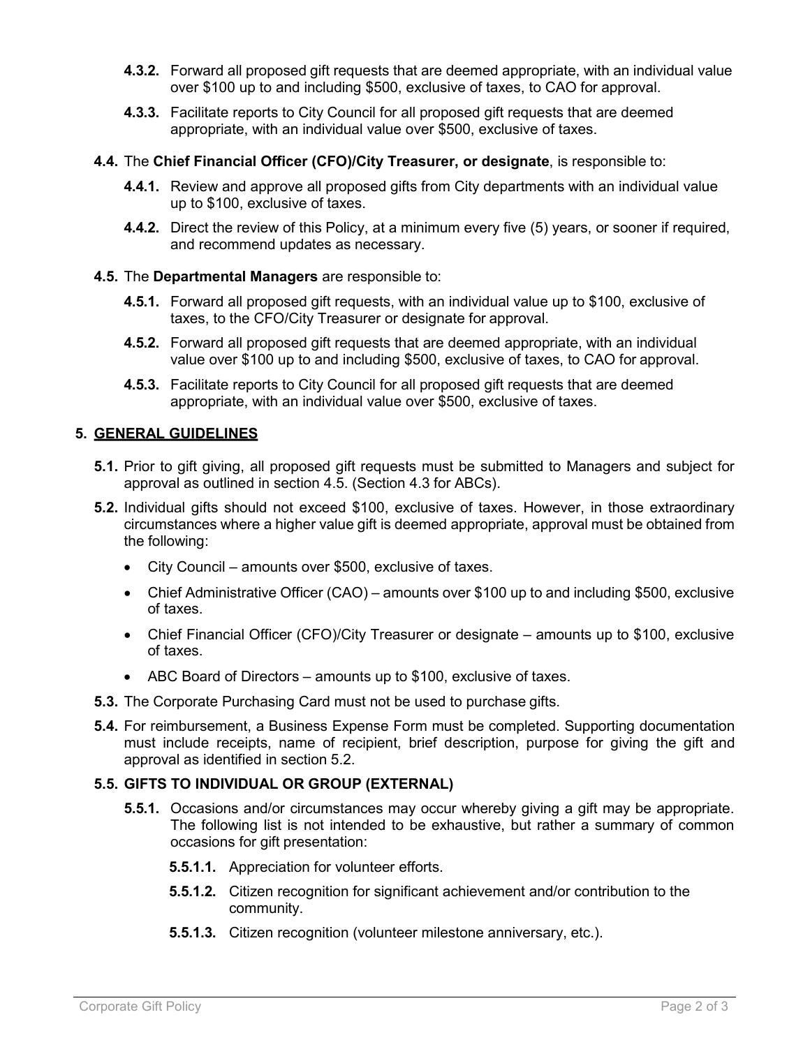- **4.3.2.** Forward all proposed gift requests that are deemed appropriate, with an individual value over $100 up to and including $500, exclusive of taxes, to CAO for approval.
- **4.3.3.** Facilitate reports to City Council for all proposed gift requests that are deemed appropriate, with an individual value over $500, exclusive of taxes.

**4.4.** The **Chief Financial Officer (CFO)/City Treasurer, or designate**, is responsible to:

- **4.4.1.** Review and approve all proposed gifts from City departments with an individual value up to $100, exclusive of taxes.
- **4.4.2.** Direct the review of this Policy, at a minimum every five (5) years, or sooner if required, and recommend updates as necessary.

**4.5.** The **Departmental Managers** are responsible to:

- **4.5.1.** Forward all proposed gift requests, with an individual value up to $100, exclusive of taxes, to the CFO/City Treasurer or designate for approval.
- **4.5.2.** Forward all proposed gift requests that are deemed appropriate, with an individual value over $100 up to and including $500, exclusive of taxes, to CAO for approval.
- **4.5.3.** Facilitate reports to City Council for all proposed gift requests that are deemed appropriate, with an individual value over $500, exclusive of taxes.

## 5. GENERAL GUIDELINES

**5.1.** Prior to gift giving, all proposed gift requests must be submitted to Managers and subject for approval as outlined in section 4.5. (Section 4.3 for ABCs).

**5.2.** Individual gifts should not exceed $100, exclusive of taxes. However, in those extraordinary circumstances where a higher value gift is deemed appropriate, approval must be obtained from the following:

- City Council – amounts over $500, exclusive of taxes.
- Chief Administrative Officer (CAO) – amounts over $100 up to and including $500, exclusive of taxes.
- Chief Financial Officer (CFO)/City Treasurer or designate – amounts up to $100, exclusive of taxes.
- ABC Board of Directors – amounts up to $100, exclusive of taxes.

**5.3.** The Corporate Purchasing Card must not be used to purchase gifts.

**5.4.** For reimbursement, a Business Expense Form must be completed. Supporting documentation must include receipts, name of recipient, brief description, purpose for giving the gift and approval as identified in section 5.2.

### 5.5. GIFTS TO INDIVIDUAL OR GROUP (EXTERNAL)

**5.5.1.** Occasions and/or circumstances may occur whereby giving a gift may be appropriate. The following list is not intended to be exhaustive, but rather a summary of common occasions for gift presentation:

- **5.5.1.1.** Appreciation for volunteer efforts.
- **5.5.1.2.** Citizen recognition for significant achievement and/or contribution to the community.
- **5.5.1.3.** Citizen recognition (volunteer milestone anniversary, etc.).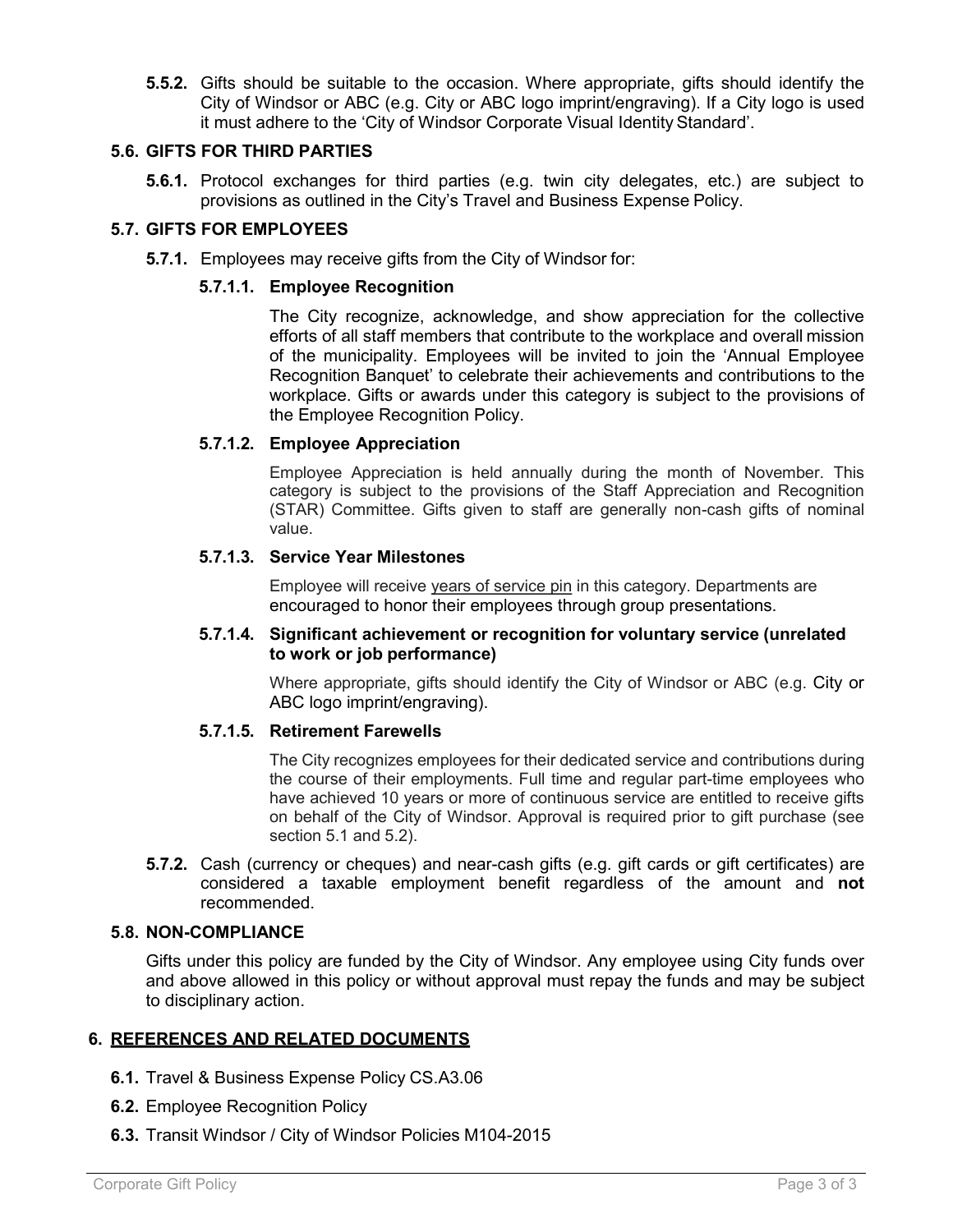**5.5.2.** Gifts should be suitable to the occasion. Where appropriate, gifts should identify the City of Windsor or ABC (e.g. City or ABC logo imprint/engraving). If a City logo is used it must adhere to the 'City of Windsor Corporate Visual Identity Standard'.

### 5.6. GIFTS FOR THIRD PARTIES

**5.6.1.** Protocol exchanges for third parties (e.g. twin city delegates, etc.) are subject to provisions as outlined in the City's Travel and Business Expense Policy.

### 5.7. GIFTS FOR EMPLOYEES

**5.7.1.** Employees may receive gifts from the City of Windsor for:

#### 5.7.1.1. Employee Recognition

The City recognize, acknowledge, and show appreciation for the collective efforts of all staff members that contribute to the workplace and overall mission of the municipality. Employees will be invited to join the 'Annual Employee Recognition Banquet' to celebrate their achievements and contributions to the workplace. Gifts or awards under this category is subject to the provisions of the Employee Recognition Policy.

#### 5.7.1.2. Employee Appreciation

Employee Appreciation is held annually during the month of November. This category is subject to the provisions of the Staff Appreciation and Recognition (STAR) Committee. Gifts given to staff are generally non-cash gifts of nominal value.

#### 5.7.1.3. Service Year Milestones

Employee will receive years of service pin in this category. Departments are encouraged to honor their employees through group presentations.

#### 5.7.1.4. Significant achievement or recognition for voluntary service (unrelated to work or job performance)

Where appropriate, gifts should identify the City of Windsor or ABC (e.g. City or ABC logo imprint/engraving).

#### 5.7.1.5. Retirement Farewells

The City recognizes employees for their dedicated service and contributions during the course of their employments. Full time and regular part-time employees who have achieved 10 years or more of continuous service are entitled to receive gifts on behalf of the City of Windsor. Approval is required prior to gift purchase (see section 5.1 and 5.2).

**5.7.2.** Cash (currency or cheques) and near-cash gifts (e.g. gift cards or gift certificates) are considered a taxable employment benefit regardless of the amount and **not** recommended.

### 5.8. NON-COMPLIANCE

Gifts under this policy are funded by the City of Windsor. Any employee using City funds over and above allowed in this policy or without approval must repay the funds and may be subject to disciplinary action.

## 6. REFERENCES AND RELATED DOCUMENTS

**6.1.** Travel & Business Expense Policy CS.A3.06

**6.2.** Employee Recognition Policy

**6.3.** Transit Windsor / City of Windsor Policies M104-2015